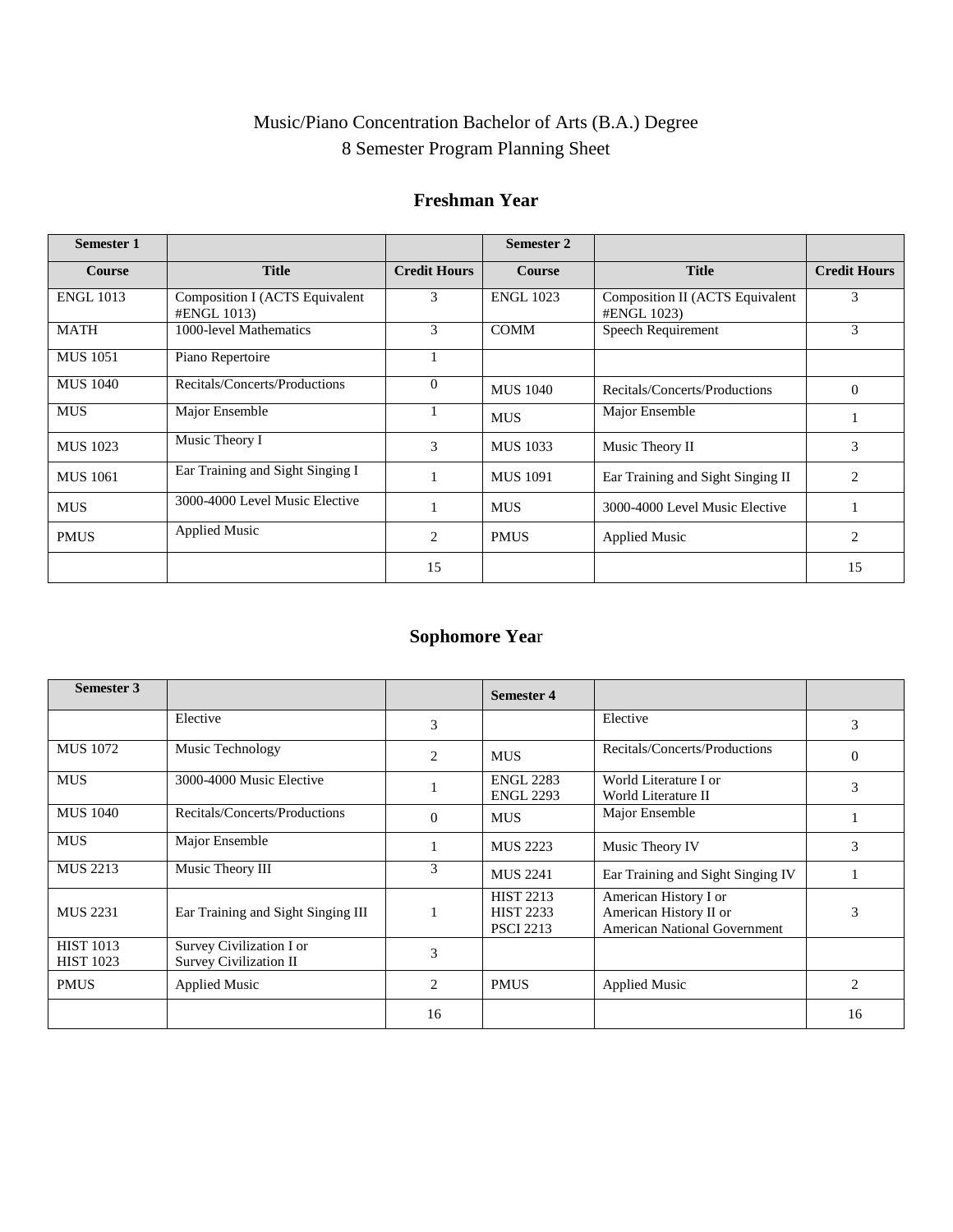Music/Piano Concentration Bachelor of Arts (B.A.) Degree
8 Semester Program Planning Sheet

## Freshman Year

| Semester 1 | | | Semester 2 | | |
|---|---|---|---|---|---|
| **Course** | **Title** | **Credit Hours** | **Course** | **Title** | **Credit Hours** |
| ENGL 1013 | Composition I (ACTS Equivalent #ENGL 1013) | 3 | ENGL 1023 | Composition II (ACTS Equivalent #ENGL 1023) | 3 |
| MATH | 1000-level Mathematics | 3 | COMM | Speech Requirement | 3 |
| MUS 1051 | Piano Repertoire | 1 | | | |
| MUS 1040 | Recitals/Concerts/Productions | 0 | MUS 1040 | Recitals/Concerts/Productions | 0 |
| MUS | Major Ensemble | 1 | MUS | Major Ensemble | 1 |
| MUS 1023 | Music Theory I | 3 | MUS 1033 | Music Theory II | 3 |
| MUS 1061 | Ear Training and Sight Singing I | 1 | MUS 1091 | Ear Training and Sight Singing II | 2 |
| MUS | 3000-4000 Level Music Elective | 1 | MUS | 3000-4000 Level Music Elective | 1 |
| PMUS | Applied Music | 2 | PMUS | Applied Music | 2 |
| | | 15 | | | 15 |

## Sophomore Year

| Semester 3 | | | Semester 4 | | |
|---|---|---|---|---|---|
| | Elective | 3 | | Elective | 3 |
| MUS 1072 | Music Technology | 2 | MUS | Recitals/Concerts/Productions | 0 |
| MUS | 3000-4000 Music Elective | 1 | ENGL 2283<br>ENGL 2293 | World Literature I or<br>World Literature II | 3 |
| MUS 1040 | Recitals/Concerts/Productions | 0 | MUS | Major Ensemble | 1 |
| MUS | Major Ensemble | 1 | MUS 2223 | Music Theory IV | 3 |
| MUS 2213 | Music Theory III | 3 | MUS 2241 | Ear Training and Sight Singing IV | 1 |
| MUS 2231 | Ear Training and Sight Singing III | 1 | HIST 2213<br>HIST 2233<br>PSCI 2213 | American History I or<br>American History II or<br>American National Government | 3 |
| HIST 1013<br>HIST 1023 | Survey Civilization I or<br>Survey Civilization II | 3 | | | |
| PMUS | Applied Music | 2 | PMUS | Applied Music | 2 |
| | | 16 | | | 16 |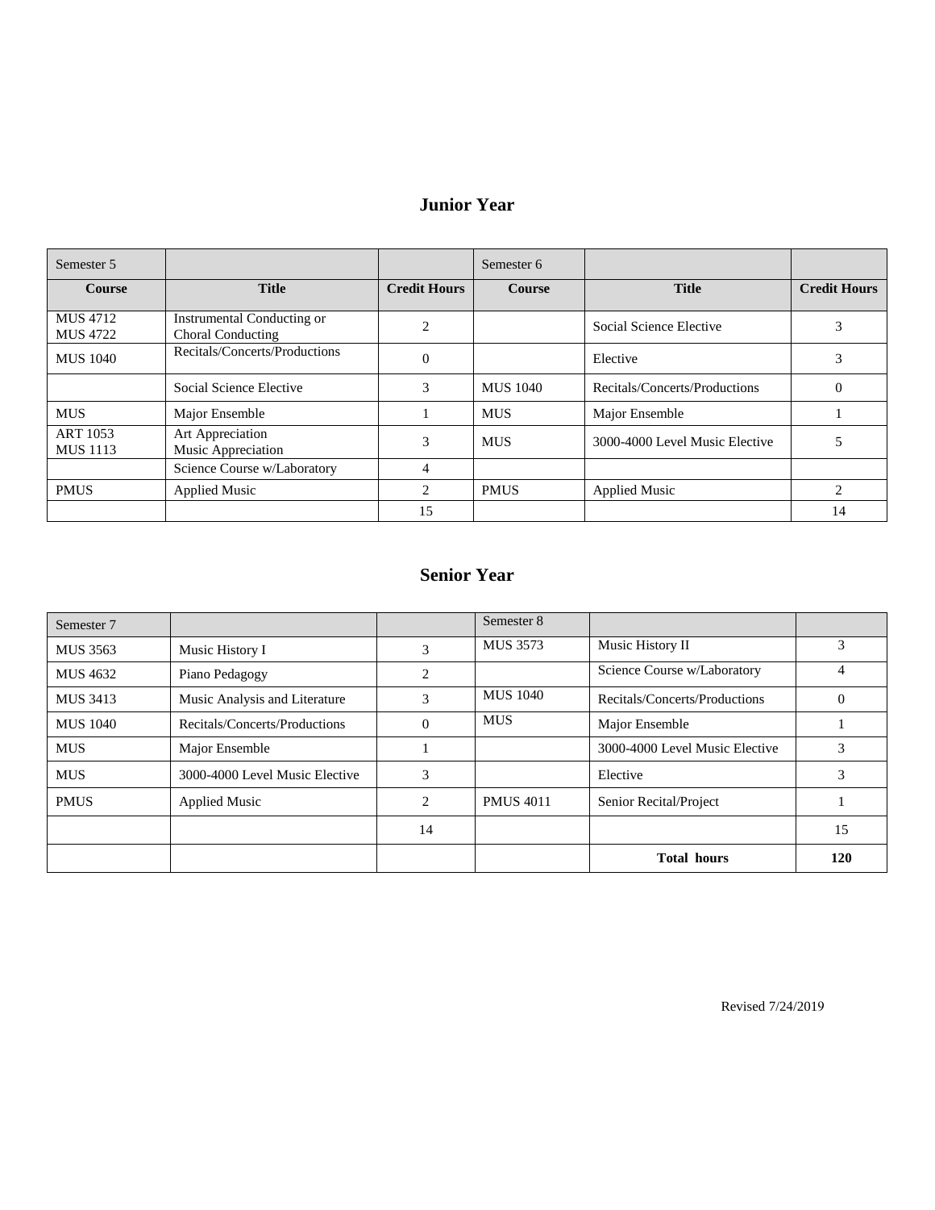## Junior Year

| Semester 5 | | | Semester 6 | | |
|---|---|---|---|---|---|
| **Course** | **Title** | **Credit Hours** | **Course** | **Title** | **Credit Hours** |
| MUS 4712<br>MUS 4722 | Instrumental Conducting or<br>Choral Conducting | 2 | | Social Science Elective | 3 |
| MUS 1040 | Recitals/Concerts/Productions | 0 | | Elective | 3 |
| | Social Science Elective | 3 | MUS 1040 | Recitals/Concerts/Productions | 0 |
| MUS | Major Ensemble | 1 | MUS | Major Ensemble | 1 |
| ART 1053<br>MUS 1113 | Art Appreciation<br>Music Appreciation | 3 | MUS | 3000-4000 Level Music Elective | 5 |
| | Science Course w/Laboratory | 4 | | | |
| PMUS | Applied Music | 2 | PMUS | Applied Music | 2 |
| | | 15 | | | 14 |

## Senior Year

| Semester 7 | | | Semester 8 | | |
|---|---|---|---|---|---|
| MUS 3563 | Music History I | 3 | MUS 3573 | Music History II | 3 |
| MUS 4632 | Piano Pedagogy | 2 | | Science Course w/Laboratory | 4 |
| MUS 3413 | Music Analysis and Literature | 3 | MUS 1040 | Recitals/Concerts/Productions | 0 |
| MUS 1040 | Recitals/Concerts/Productions | 0 | MUS | Major Ensemble | 1 |
| MUS | Major Ensemble | 1 | | 3000-4000 Level Music Elective | 3 |
| MUS | 3000-4000 Level Music Elective | 3 | | Elective | 3 |
| PMUS | Applied Music | 2 | PMUS 4011 | Senior Recital/Project | 1 |
| | | 14 | | | 15 |
| | | | | **Total hours** | **120** |

Revised 7/24/2019